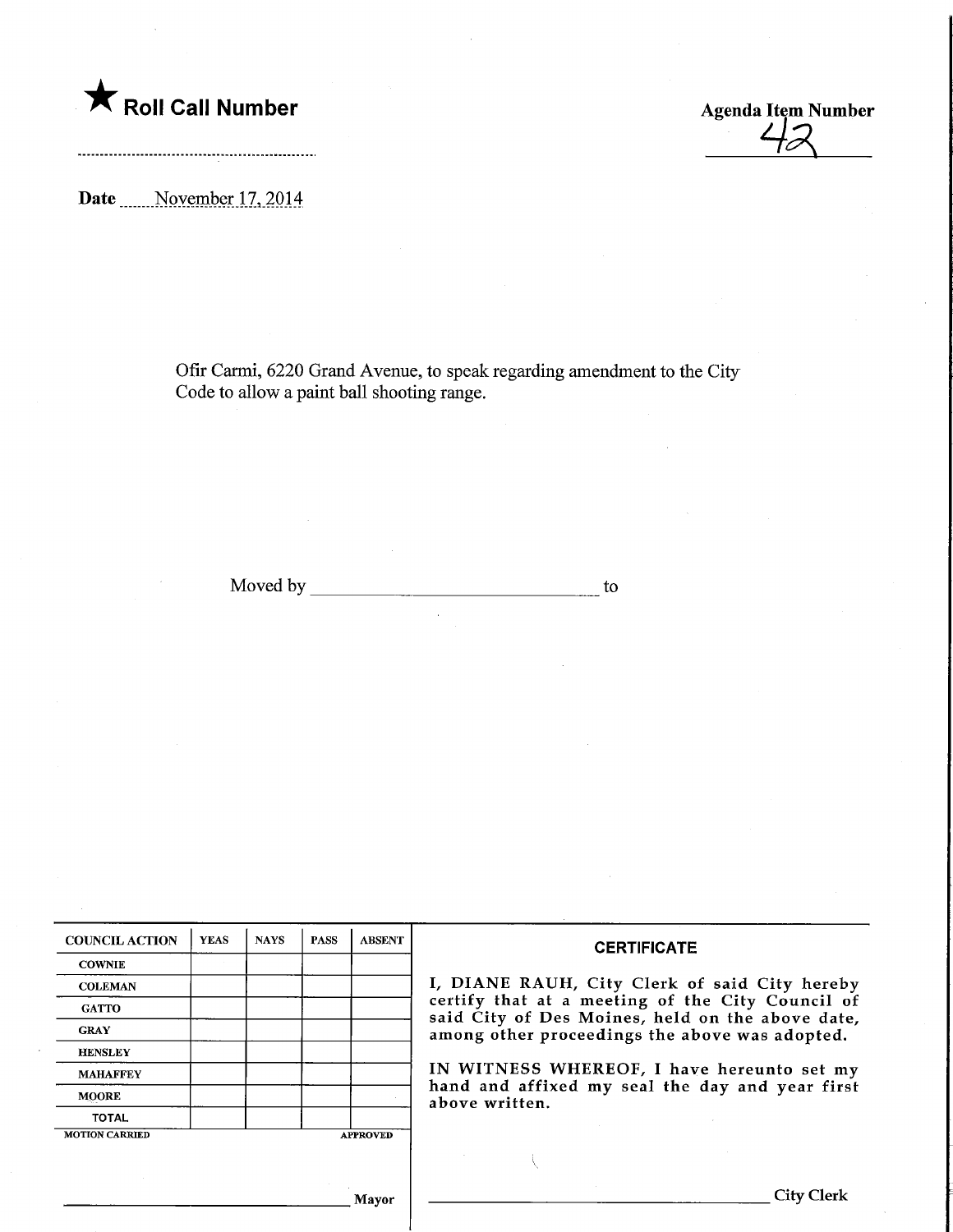★ **Roll Call Number**

**Agenda Item Number**
42

**Date** November 17, 2014

Ofir Carmi, 6220 Grand Avenue, to speak regarding amendment to the City Code to allow a paint ball shooting range.

Moved by ______________________________ to

| COUNCIL ACTION | YEAS | NAYS | PASS | ABSENT |
|---|---|---|---|---|
| COWNIE | | | | |
| COLEMAN | | | | |
| GATTO | | | | |
| GRAY | | | | |
| HENSLEY | | | | |
| MAHAFFEY | | | | |
| MOORE | | | | |
| TOTAL | | | | |

MOTION CARRIED APPROVED

______________________________ Mayor

**CERTIFICATE**

I, DIANE RAUH, City Clerk of said City hereby certify that at a meeting of the City Council of said City of Des Moines, held on the above date, among other proceedings the above was adopted.

IN WITNESS WHEREOF, I have hereunto set my hand and affixed my seal the day and year first above written.

______________________________ City Clerk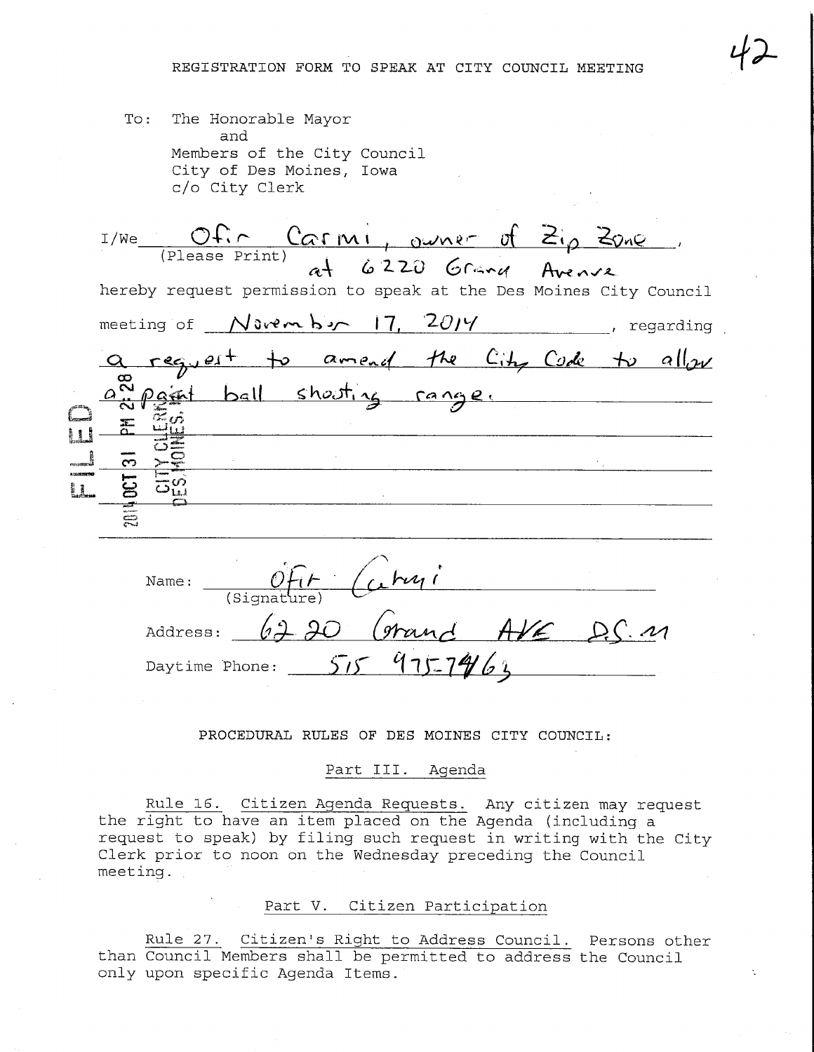REGISTRATION FORM TO SPEAK AT CITY COUNCIL MEETING

To: The Honorable Mayor
and
Members of the City Council
City of Des Moines, Iowa
c/o City Clerk

I/We Ofir Carmi, owner of Zip Zone, at 6220 Grand Avenue
(Please Print)

hereby request permission to speak at the Des Moines City Council meeting of November 17, 2014, regarding a request to amend the City Code to allow a paint ball shooting range.

FILED
2014 OCT 31 PM 2:28
CITY CLERK
DES MOINES, IA

Name: Ofir Carmi
(Signature)

Address: 6220 Grand AVE D.S.M

Daytime Phone: 515 975-7463

PROCEDURAL RULES OF DES MOINES CITY COUNCIL:

Part III. Agenda

Rule 16. Citizen Agenda Requests. Any citizen may request the right to have an item placed on the Agenda (including a request to speak) by filing such request in writing with the City Clerk prior to noon on the Wednesday preceding the Council meeting.

Part V. Citizen Participation

Rule 27. Citizen's Right to Address Council. Persons other than Council Members shall be permitted to address the Council only upon specific Agenda Items.